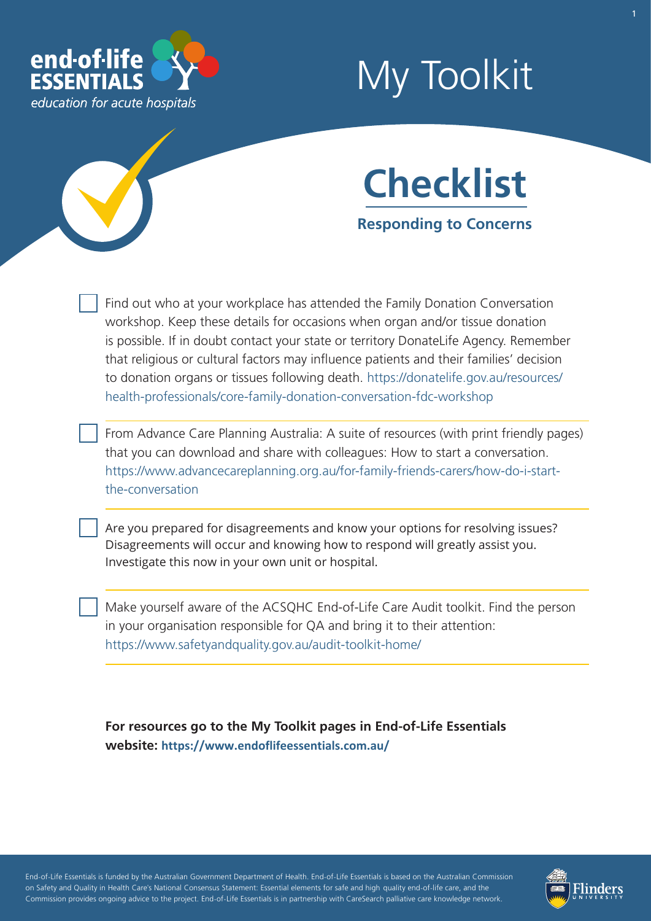end-of-life ESSENTIALS

*education for acute hospitals*

# My Toolkit

## Checklist

### Responding to Concerns

- [ ] Find out who at your workplace has attended the Family Donation Conversation workshop. Keep these details for occasions when organ and/or tissue donation is possible. If in doubt contact your state or territory DonateLife Agency. Remember that religious or cultural factors may influence patients and their families' decision to donation organs or tissues following death. https://donatelife.gov.au/resources/health-professionals/core-family-donation-conversation-fdc-workshop

- [ ] From Advance Care Planning Australia: A suite of resources (with print friendly pages) that you can download and share with colleagues: How to start a conversation. https://www.advancecareplanning.org.au/for-family-friends-carers/how-do-i-start-the-conversation

- [ ] Are you prepared for disagreements and know your options for resolving issues? Disagreements will occur and knowing how to respond will greatly assist you. Investigate this now in your own unit or hospital.

- [ ] Make yourself aware of the ACSQHC End-of-Life Care Audit toolkit. Find the person in your organisation responsible for QA and bring it to their attention: https://www.safetyandquality.gov.au/audit-toolkit-home/

**For resources go to the My Toolkit pages in End-of-Life Essentials website: https://www.endoflifeessentials.com.au/**

End-of-Life Essentials is funded by the Australian Government Department of Health. End-of-Life Essentials is based on the Australian Commission on Safety and Quality in Health Care's National Consensus Statement: Essential elements for safe and high quality end-of-life care, and the Commission provides ongoing advice to the project. End-of-Life Essentials is in partnership with CareSearch palliative care knowledge network.

Flinders UNIVERSITY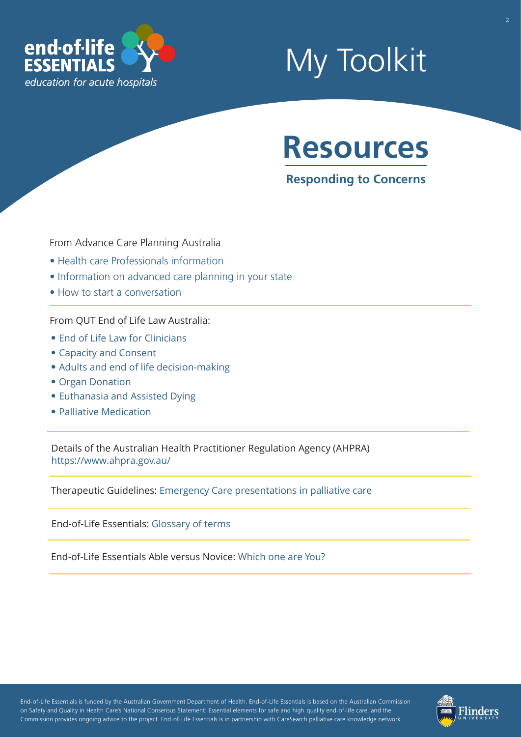end-of-life ESSENTIALS
*education for acute hospitals*

# My Toolkit

## Resources

### Responding to Concerns

From Advance Care Planning Australia

- Health care Professionals information
- Information on advanced care planning in your state
- How to start a conversation

From QUT End of Life Law Australia:

- End of Life Law for Clinicians
- Capacity and Consent
- Adults and end of life decision-making
- Organ Donation
- Euthanasia and Assisted Dying
- Palliative Medication

Details of the Australian Health Practitioner Regulation Agency (AHPRA)
https://www.ahpra.gov.au/

Therapeutic Guidelines: Emergency Care presentations in palliative care

End-of-Life Essentials: Glossary of terms

End-of-Life Essentials Able versus Novice: Which one are You?

End-of-Life Essentials is funded by the Australian Government Department of Health. End-of-Life Essentials is based on the Australian Commission on Safety and Quality in Health Care's National Consensus Statement: Essential elements for safe and high quality end-of-life care, and the Commission provides ongoing advice to the project. End-of-Life Essentials is in partnership with CareSearch palliative care knowledge network.

Flinders University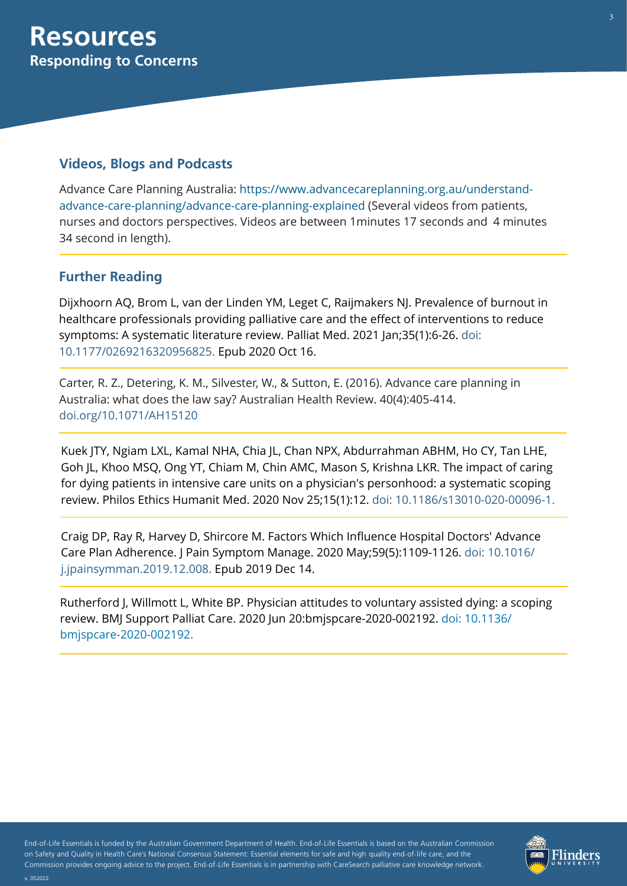# Resources

## Responding to Concerns

### Videos, Blogs and Podcasts

Advance Care Planning Australia: https://www.advancecareplanning.org.au/understand-advance-care-planning/advance-care-planning-explained (Several videos from patients, nurses and doctors perspectives. Videos are between 1minutes 17 seconds and 4 minutes 34 second in length).

### Further Reading

Dijxhoorn AQ, Brom L, van der Linden YM, Leget C, Raijmakers NJ. Prevalence of burnout in healthcare professionals providing palliative care and the effect of interventions to reduce symptoms: A systematic literature review. Palliat Med. 2021 Jan;35(1):6-26. doi: 10.1177/0269216320956825. Epub 2020 Oct 16.

Carter, R. Z., Detering, K. M., Silvester, W., & Sutton, E. (2016). Advance care planning in Australia: what does the law say? Australian Health Review. 40(4):405-414. doi.org/10.1071/AH15120

Kuek JTY, Ngiam LXL, Kamal NHA, Chia JL, Chan NPX, Abdurrahman ABHM, Ho CY, Tan LHE, Goh JL, Khoo MSQ, Ong YT, Chiam M, Chin AMC, Mason S, Krishna LKR. The impact of caring for dying patients in intensive care units on a physician's personhood: a systematic scoping review. Philos Ethics Humanit Med. 2020 Nov 25;15(1):12. doi: 10.1186/s13010-020-00096-1.

Craig DP, Ray R, Harvey D, Shircore M. Factors Which Influence Hospital Doctors' Advance Care Plan Adherence. J Pain Symptom Manage. 2020 May;59(5):1109-1126. doi: 10.1016/j.jpainsymman.2019.12.008. Epub 2019 Dec 14.

Rutherford J, Willmott L, White BP. Physician attitudes to voluntary assisted dying: a scoping review. BMJ Support Palliat Care. 2020 Jun 20:bmjspcare-2020-002192. doi: 10.1136/bmjspcare-2020-002192.

End-of-Life Essentials is funded by the Australian Government Department of Health. End-of-Life Essentials is based on the Australian Commission on Safety and Quality in Health Care's National Consensus Statement: Essential elements for safe and high quality end-of-life care, and the Commission provides ongoing advice to the project. End-of-Life Essentials is in partnership with CareSearch palliative care knowledge network.

v. 052022